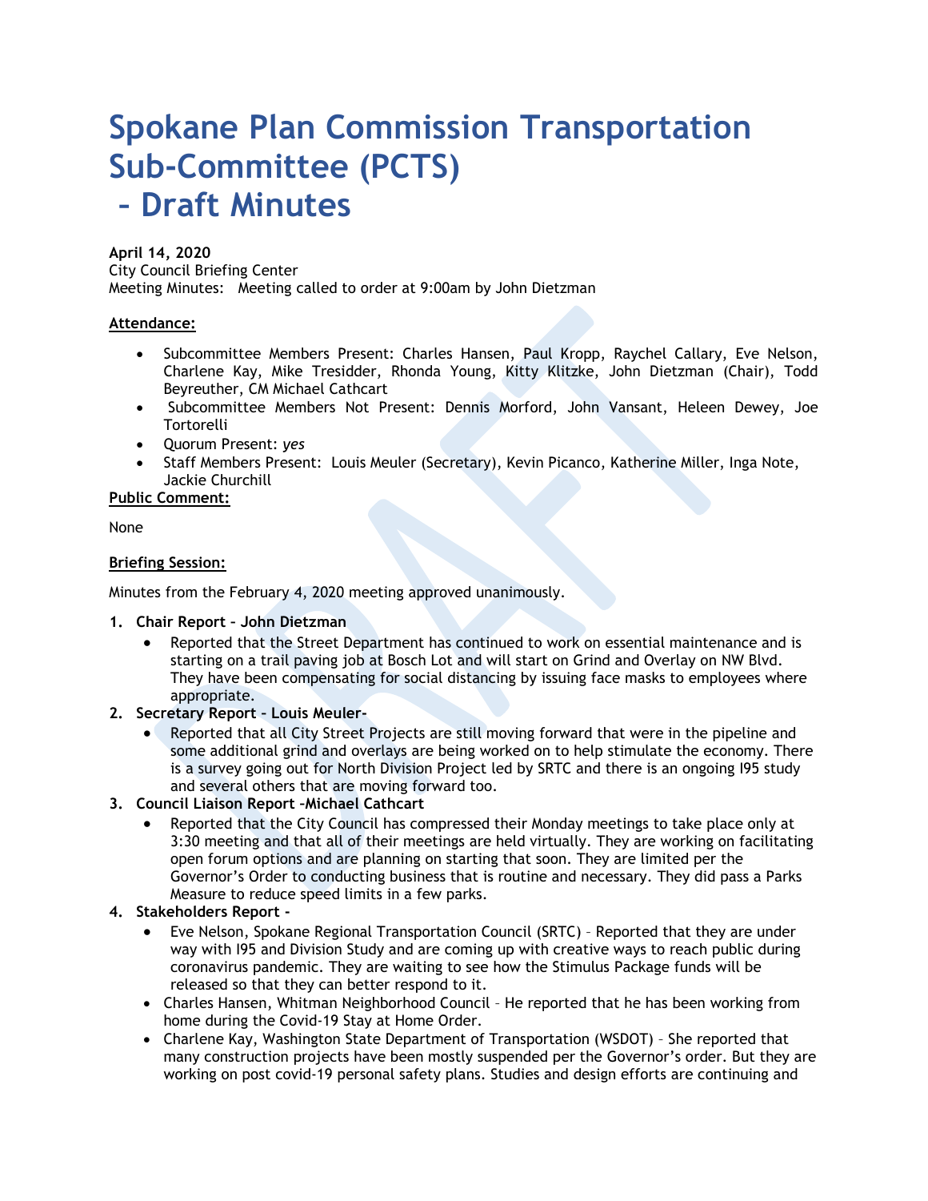# Spokane Plan Commission Transportation Sub-Committee (PCTS) – Draft Minutes

**April 14, 2020**
City Council Briefing Center
Meeting Minutes: Meeting called to order at 9:00am by John Dietzman

**Attendance:**

- Subcommittee Members Present: Charles Hansen, Paul Kropp, Raychel Callary, Eve Nelson, Charlene Kay, Mike Tresidder, Rhonda Young, Kitty Klitzke, John Dietzman (Chair), Todd Beyreuther, CM Michael Cathcart
- Subcommittee Members Not Present: Dennis Morford, John Vansant, Heleen Dewey, Joe Tortorelli
- Quorum Present: *yes*
- Staff Members Present: Louis Meuler (Secretary), Kevin Picanco, Katherine Miller, Inga Note, Jackie Churchill

**Public Comment:**

None

**Briefing Session:**

Minutes from the February 4, 2020 meeting approved unanimously.

1. **Chair Report – John Dietzman**
   - Reported that the Street Department has continued to work on essential maintenance and is starting on a trail paving job at Bosch Lot and will start on Grind and Overlay on NW Blvd. They have been compensating for social distancing by issuing face masks to employees where appropriate.
2. **Secretary Report – Louis Meuler-**
   - Reported that all City Street Projects are still moving forward that were in the pipeline and some additional grind and overlays are being worked on to help stimulate the economy. There is a survey going out for North Division Project led by SRTC and there is an ongoing I95 study and several others that are moving forward too.
3. **Council Liaison Report –Michael Cathcart**
   - Reported that the City Council has compressed their Monday meetings to take place only at 3:30 meeting and that all of their meetings are held virtually. They are working on facilitating open forum options and are planning on starting that soon. They are limited per the Governor's Order to conducting business that is routine and necessary. They did pass a Parks Measure to reduce speed limits in a few parks.
4. **Stakeholders Report -**
   - Eve Nelson, Spokane Regional Transportation Council (SRTC) – Reported that they are under way with I95 and Division Study and are coming up with creative ways to reach public during coronavirus pandemic. They are waiting to see how the Stimulus Package funds will be released so that they can better respond to it.
   - Charles Hansen, Whitman Neighborhood Council – He reported that he has been working from home during the Covid-19 Stay at Home Order.
   - Charlene Kay, Washington State Department of Transportation (WSDOT) – She reported that many construction projects have been mostly suspended per the Governor's order. But they are working on post covid-19 personal safety plans. Studies and design efforts are continuing and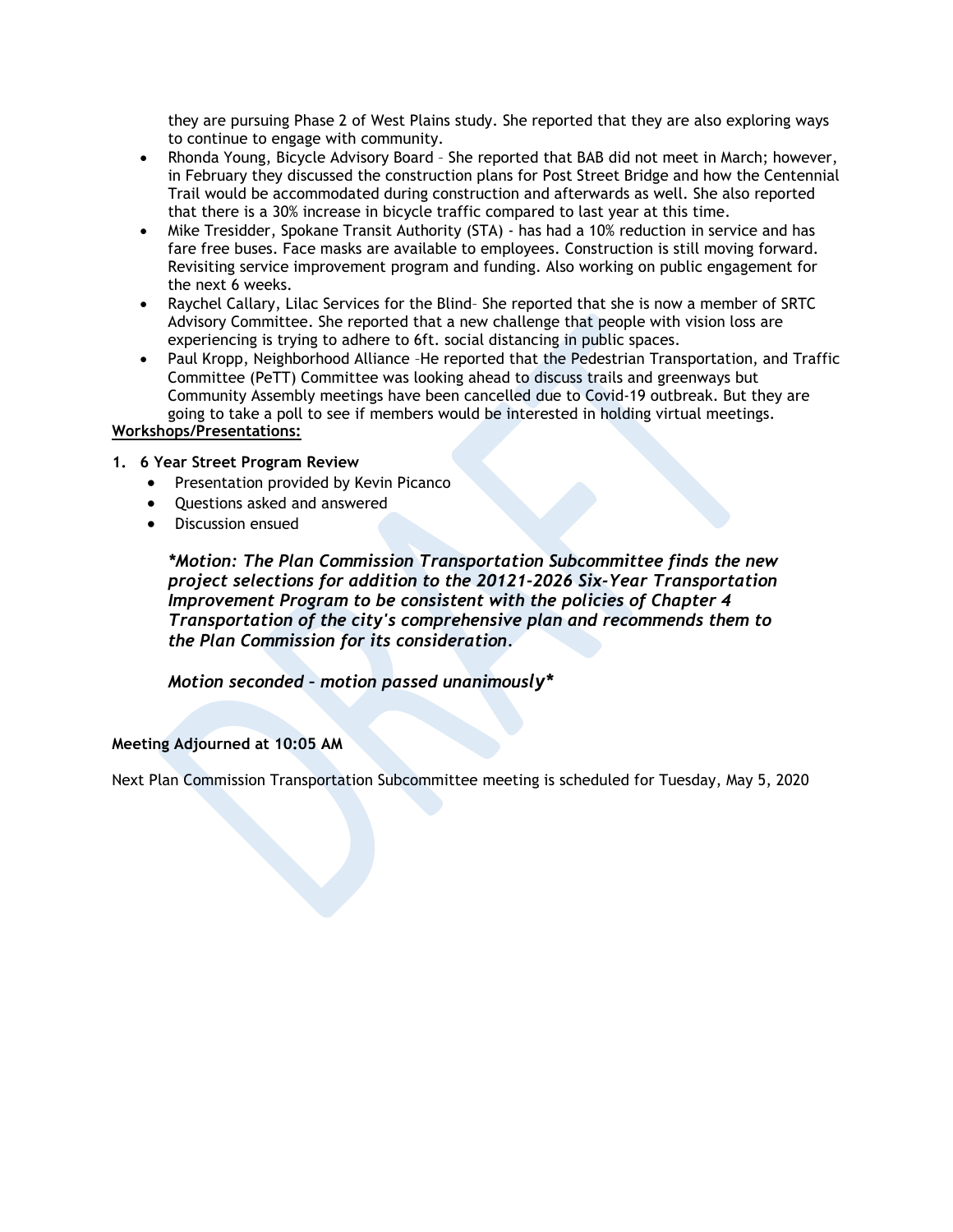they are pursuing Phase 2 of West Plains study. She reported that they are also exploring ways to continue to engage with community.

- Rhonda Young, Bicycle Advisory Board – She reported that BAB did not meet in March; however, in February they discussed the construction plans for Post Street Bridge and how the Centennial Trail would be accommodated during construction and afterwards as well. She also reported that there is a 30% increase in bicycle traffic compared to last year at this time.
- Mike Tresidder, Spokane Transit Authority (STA) - has had a 10% reduction in service and has fare free buses. Face masks are available to employees. Construction is still moving forward. Revisiting service improvement program and funding. Also working on public engagement for the next 6 weeks.
- Raychel Callary, Lilac Services for the Blind– She reported that she is now a member of SRTC Advisory Committee. She reported that a new challenge that people with vision loss are experiencing is trying to adhere to 6ft. social distancing in public spaces.
- Paul Kropp, Neighborhood Alliance –He reported that the Pedestrian Transportation, and Traffic Committee (PeTT) Committee was looking ahead to discuss trails and greenways but Community Assembly meetings have been cancelled due to Covid-19 outbreak. But they are going to take a poll to see if members would be interested in holding virtual meetings.

**Workshops/Presentations:**

1. **6 Year Street Program Review**
   - Presentation provided by Kevin Picanco
   - Questions asked and answered
   - Discussion ensued

   ***Motion: The Plan Commission Transportation Subcommittee finds the new project selections for addition to the 20121-2026 Six-Year Transportation Improvement Program to be consistent with the policies of Chapter 4 Transportation of the city's comprehensive plan and recommends them to the Plan Commission for its consideration.***

   ***Motion seconded – motion passed unanimously****

**Meeting Adjourned at 10:05 AM**

Next Plan Commission Transportation Subcommittee meeting is scheduled for Tuesday, May 5, 2020